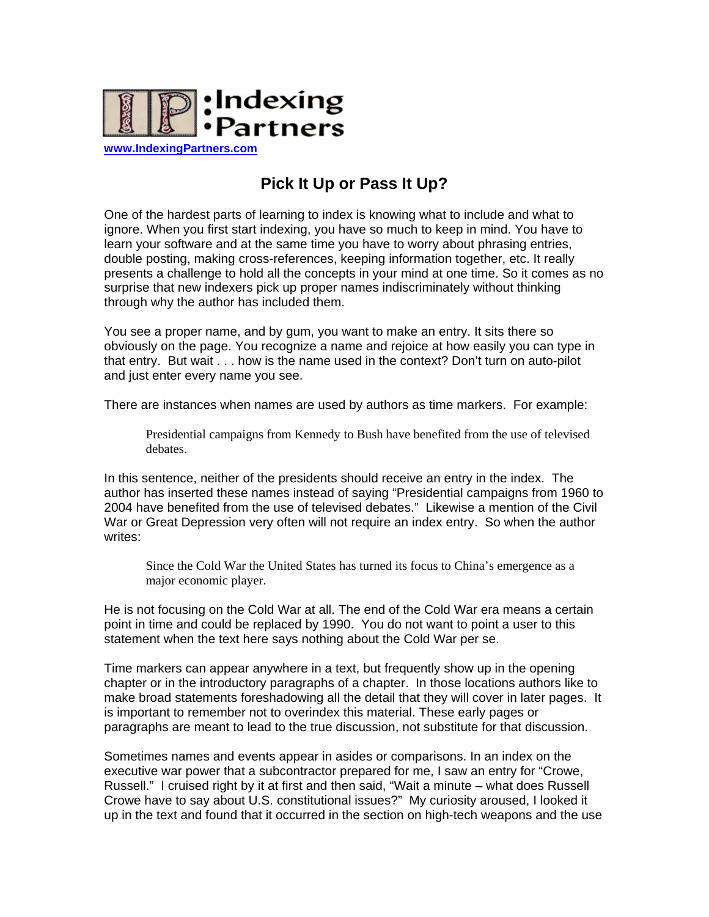IP :Indexing •Partners

www.IndexingPartners.com

# Pick It Up or Pass It Up?

One of the hardest parts of learning to index is knowing what to include and what to ignore. When you first start indexing, you have so much to keep in mind. You have to learn your software and at the same time you have to worry about phrasing entries, double posting, making cross-references, keeping information together, etc. It really presents a challenge to hold all the concepts in your mind at one time. So it comes as no surprise that new indexers pick up proper names indiscriminately without thinking through why the author has included them.

You see a proper name, and by gum, you want to make an entry. It sits there so obviously on the page. You recognize a name and rejoice at how easily you can type in that entry. But wait . . . how is the name used in the context? Don't turn on auto-pilot and just enter every name you see.

There are instances when names are used by authors as time markers. For example:

> Presidential campaigns from Kennedy to Bush have benefited from the use of televised debates.

In this sentence, neither of the presidents should receive an entry in the index. The author has inserted these names instead of saying "Presidential campaigns from 1960 to 2004 have benefited from the use of televised debates." Likewise a mention of the Civil War or Great Depression very often will not require an index entry. So when the author writes:

> Since the Cold War the United States has turned its focus to China's emergence as a major economic player.

He is not focusing on the Cold War at all. The end of the Cold War era means a certain point in time and could be replaced by 1990. You do not want to point a user to this statement when the text here says nothing about the Cold War per se.

Time markers can appear anywhere in a text, but frequently show up in the opening chapter or in the introductory paragraphs of a chapter. In those locations authors like to make broad statements foreshadowing all the detail that they will cover in later pages. It is important to remember not to overindex this material. These early pages or paragraphs are meant to lead to the true discussion, not substitute for that discussion.

Sometimes names and events appear in asides or comparisons. In an index on the executive war power that a subcontractor prepared for me, I saw an entry for "Crowe, Russell." I cruised right by it at first and then said, "Wait a minute – what does Russell Crowe have to say about U.S. constitutional issues?" My curiosity aroused, I looked it up in the text and found that it occurred in the section on high-tech weapons and the use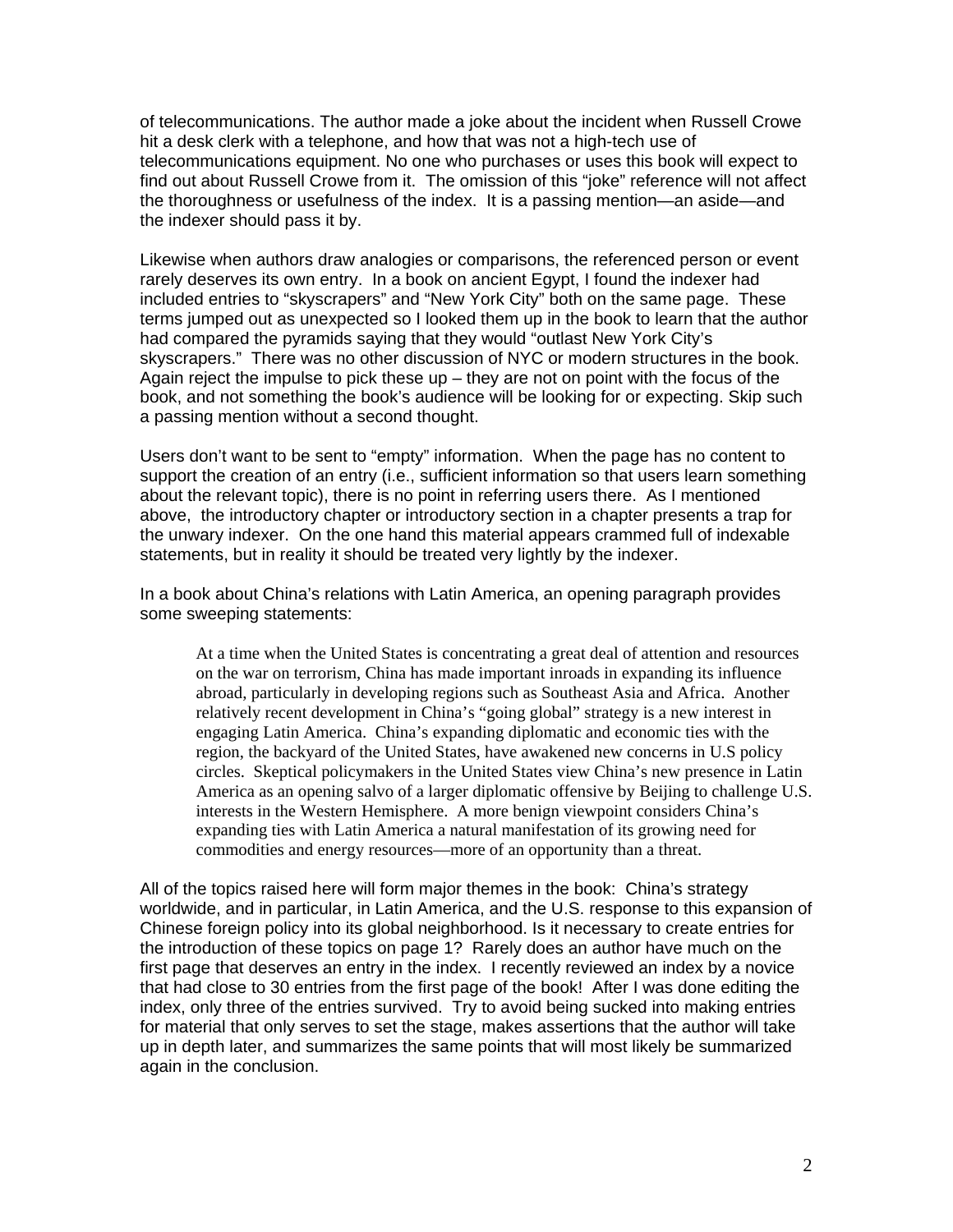of telecommunications. The author made a joke about the incident when Russell Crowe hit a desk clerk with a telephone, and how that was not a high-tech use of telecommunications equipment. No one who purchases or uses this book will expect to find out about Russell Crowe from it. The omission of this "joke" reference will not affect the thoroughness or usefulness of the index. It is a passing mention—an aside—and the indexer should pass it by.

Likewise when authors draw analogies or comparisons, the referenced person or event rarely deserves its own entry. In a book on ancient Egypt, I found the indexer had included entries to "skyscrapers" and "New York City" both on the same page. These terms jumped out as unexpected so I looked them up in the book to learn that the author had compared the pyramids saying that they would "outlast New York City's skyscrapers." There was no other discussion of NYC or modern structures in the book. Again reject the impulse to pick these up – they are not on point with the focus of the book, and not something the book's audience will be looking for or expecting. Skip such a passing mention without a second thought.

Users don't want to be sent to "empty" information. When the page has no content to support the creation of an entry (i.e., sufficient information so that users learn something about the relevant topic), there is no point in referring users there. As I mentioned above, the introductory chapter or introductory section in a chapter presents a trap for the unwary indexer. On the one hand this material appears crammed full of indexable statements, but in reality it should be treated very lightly by the indexer.

In a book about China's relations with Latin America, an opening paragraph provides some sweeping statements:

> At a time when the United States is concentrating a great deal of attention and resources on the war on terrorism, China has made important inroads in expanding its influence abroad, particularly in developing regions such as Southeast Asia and Africa. Another relatively recent development in China's "going global" strategy is a new interest in engaging Latin America. China's expanding diplomatic and economic ties with the region, the backyard of the United States, have awakened new concerns in U.S policy circles. Skeptical policymakers in the United States view China's new presence in Latin America as an opening salvo of a larger diplomatic offensive by Beijing to challenge U.S. interests in the Western Hemisphere. A more benign viewpoint considers China's expanding ties with Latin America a natural manifestation of its growing need for commodities and energy resources—more of an opportunity than a threat.

All of the topics raised here will form major themes in the book: China's strategy worldwide, and in particular, in Latin America, and the U.S. response to this expansion of Chinese foreign policy into its global neighborhood. Is it necessary to create entries for the introduction of these topics on page 1? Rarely does an author have much on the first page that deserves an entry in the index. I recently reviewed an index by a novice that had close to 30 entries from the first page of the book! After I was done editing the index, only three of the entries survived. Try to avoid being sucked into making entries for material that only serves to set the stage, makes assertions that the author will take up in depth later, and summarizes the same points that will most likely be summarized again in the conclusion.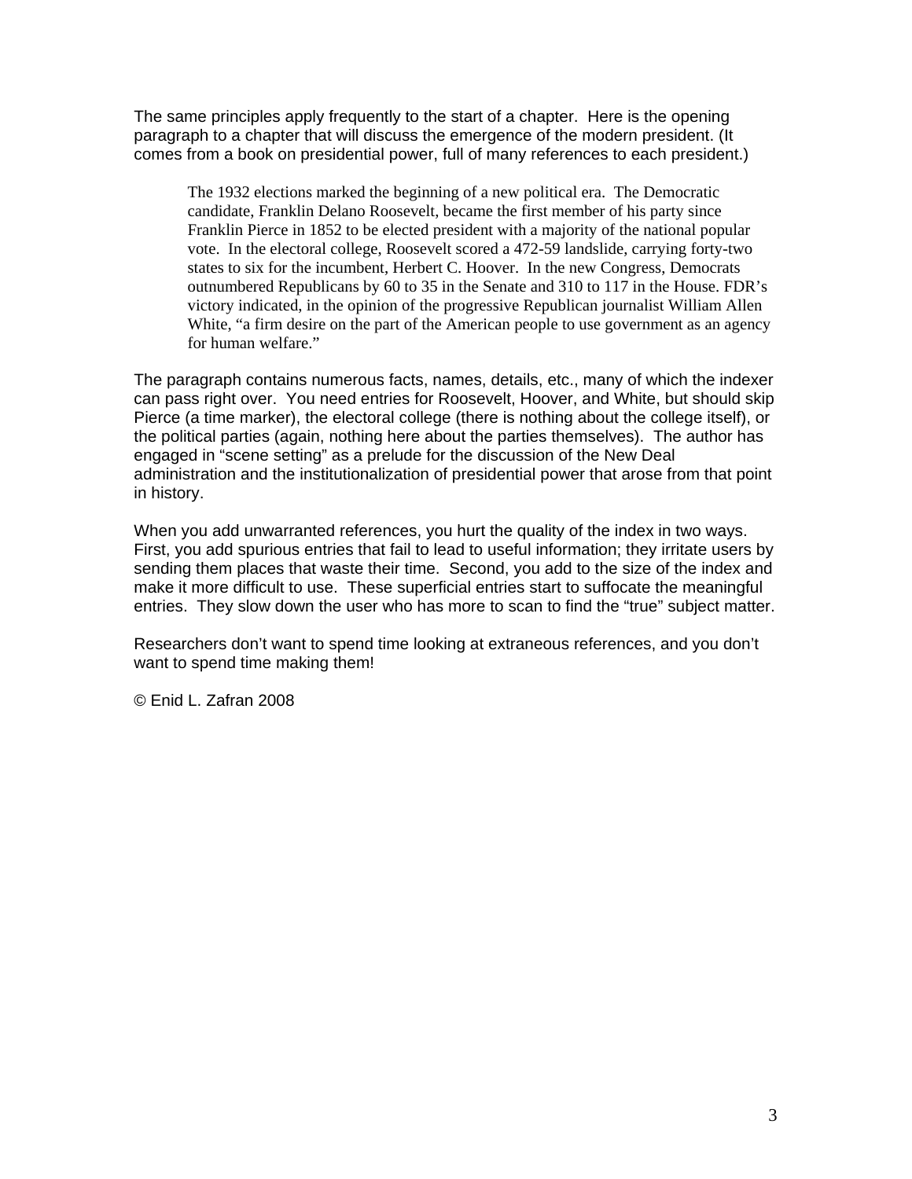The same principles apply frequently to the start of a chapter. Here is the opening paragraph to a chapter that will discuss the emergence of the modern president. (It comes from a book on presidential power, full of many references to each president.)

> The 1932 elections marked the beginning of a new political era. The Democratic candidate, Franklin Delano Roosevelt, became the first member of his party since Franklin Pierce in 1852 to be elected president with a majority of the national popular vote. In the electoral college, Roosevelt scored a 472-59 landslide, carrying forty-two states to six for the incumbent, Herbert C. Hoover. In the new Congress, Democrats outnumbered Republicans by 60 to 35 in the Senate and 310 to 117 in the House. FDR's victory indicated, in the opinion of the progressive Republican journalist William Allen White, "a firm desire on the part of the American people to use government as an agency for human welfare."

The paragraph contains numerous facts, names, details, etc., many of which the indexer can pass right over. You need entries for Roosevelt, Hoover, and White, but should skip Pierce (a time marker), the electoral college (there is nothing about the college itself), or the political parties (again, nothing here about the parties themselves). The author has engaged in "scene setting" as a prelude for the discussion of the New Deal administration and the institutionalization of presidential power that arose from that point in history.

When you add unwarranted references, you hurt the quality of the index in two ways. First, you add spurious entries that fail to lead to useful information; they irritate users by sending them places that waste their time. Second, you add to the size of the index and make it more difficult to use. These superficial entries start to suffocate the meaningful entries. They slow down the user who has more to scan to find the "true" subject matter.

Researchers don't want to spend time looking at extraneous references, and you don't want to spend time making them!

© Enid L. Zafran 2008